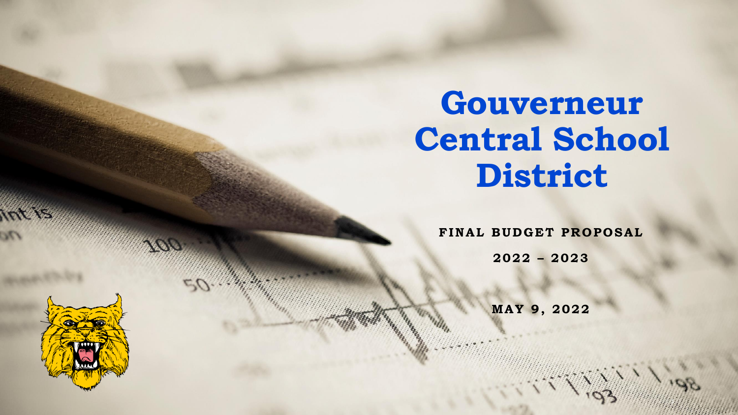# Gouverneur Central School District

**FINAL BUDGET PROPOSAL**

**2022 – 2023**

**MAY 9, 2022**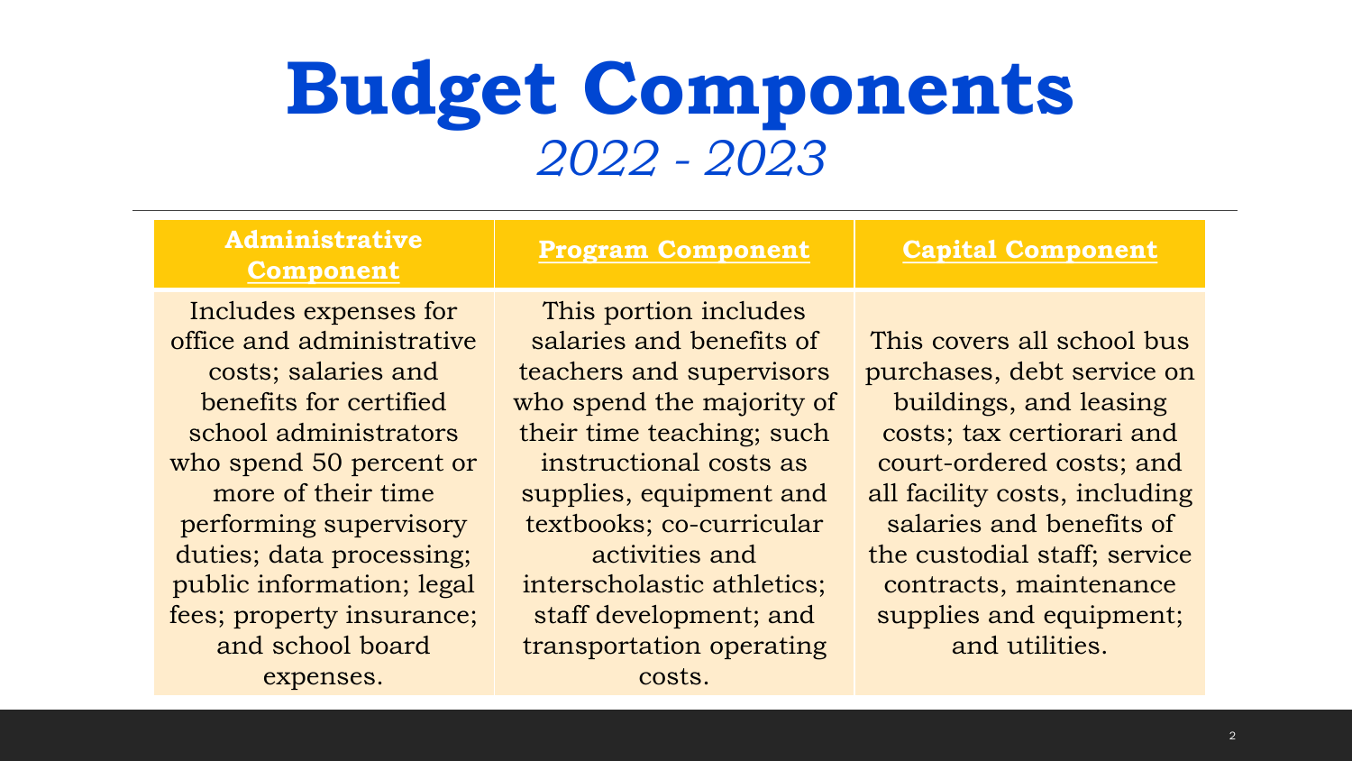# Budget Components

*2022 - 2023*

| Administrative Component | Program Component | Capital Component |
| --- | --- | --- |
| Includes expenses for office and administrative costs; salaries and benefits for certified school administrators who spend 50 percent or more of their time performing supervisory duties; data processing; public information; legal fees; property insurance; and school board expenses. | This portion includes salaries and benefits of teachers and supervisors who spend the majority of their time teaching; such instructional costs as supplies, equipment and textbooks; co-curricular activities and interscholastic athletics; staff development; and transportation operating costs. | This covers all school bus purchases, debt service on buildings, and leasing costs; tax certiorari and court-ordered costs; and all facility costs, including salaries and benefits of the custodial staff; service contracts, maintenance supplies and equipment; and utilities. |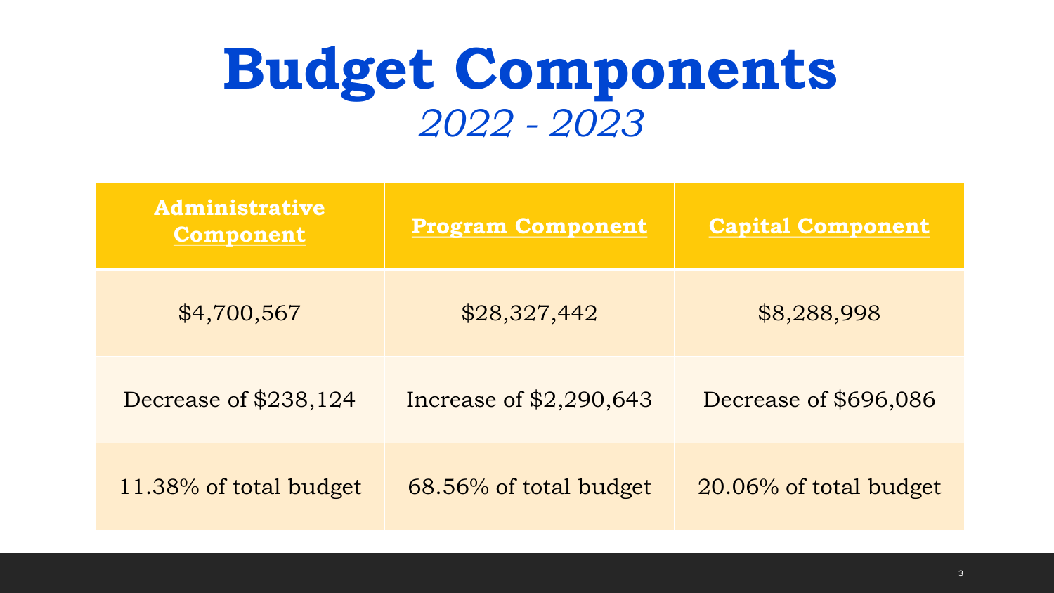# Budget Components

*2022 - 2023*

| Administrative Component | Program Component | Capital Component |
| --- | --- | --- |
| $4,700,567 | $28,327,442 | $8,288,998 |
| Decrease of $238,124 | Increase of $2,290,643 | Decrease of $696,086 |
| 11.38% of total budget | 68.56% of total budget | 20.06% of total budget |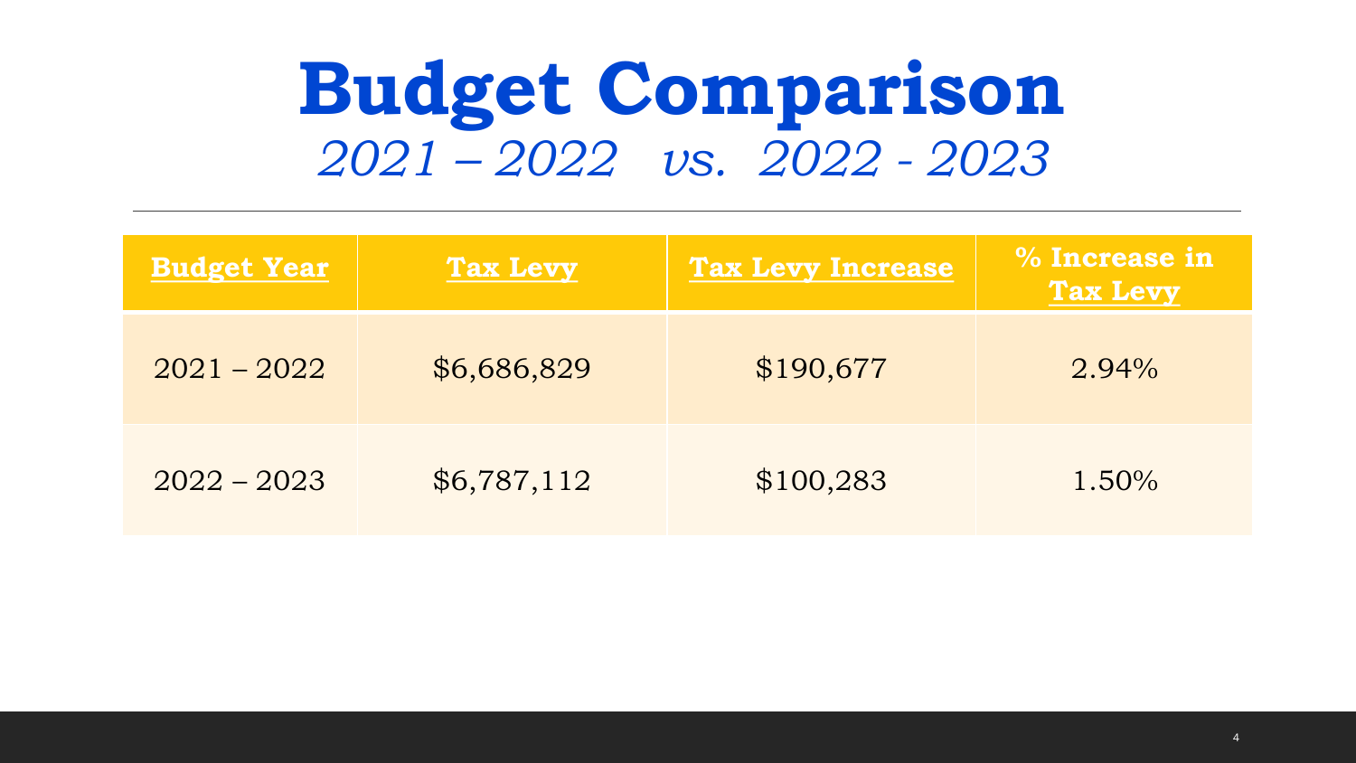# Budget Comparison

*2021 – 2022 vs. 2022 - 2023*

| Budget Year | Tax Levy | Tax Levy Increase | % Increase in Tax Levy |
|---|---|---|---|
| 2021 – 2022 | $6,686,829 | $190,677 | 2.94% |
| 2022 – 2023 | $6,787,112 | $100,283 | 1.50% |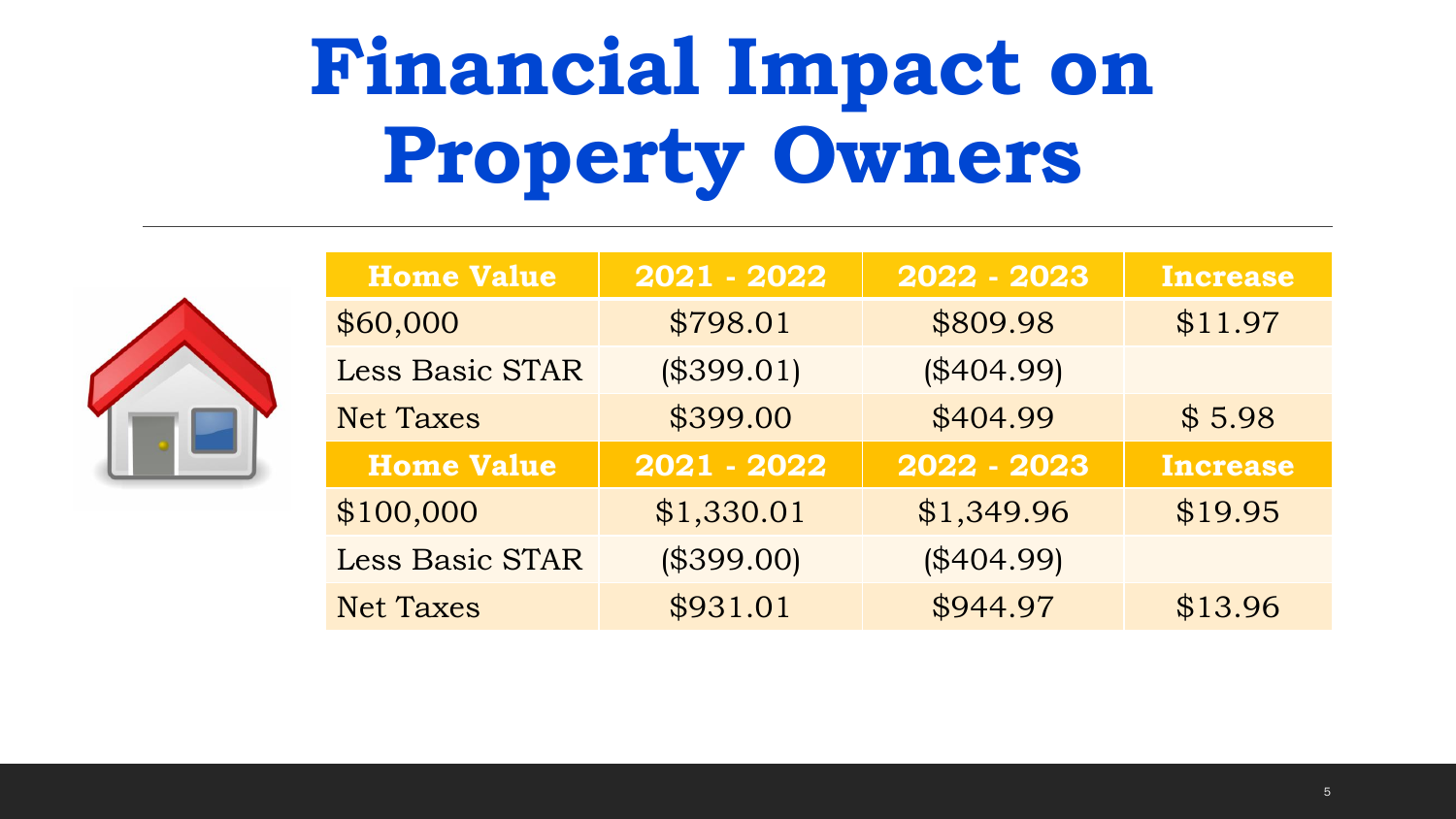# Financial Impact on Property Owners

| Home Value | 2021 - 2022 | 2022 - 2023 | Increase |
|---|---|---|---|
| $60,000 | $798.01 | $809.98 | $11.97 |
| Less Basic STAR | ($399.01) | ($404.99) | |
| Net Taxes | $399.00 | $404.99 | $ 5.98 |
| **Home Value** | **2021 - 2022** | **2022 - 2023** | **Increase** |
| $100,000 | $1,330.01 | $1,349.96 | $19.95 |
| Less Basic STAR | ($399.00) | ($404.99) | |
| Net Taxes | $931.01 | $944.97 | $13.96 |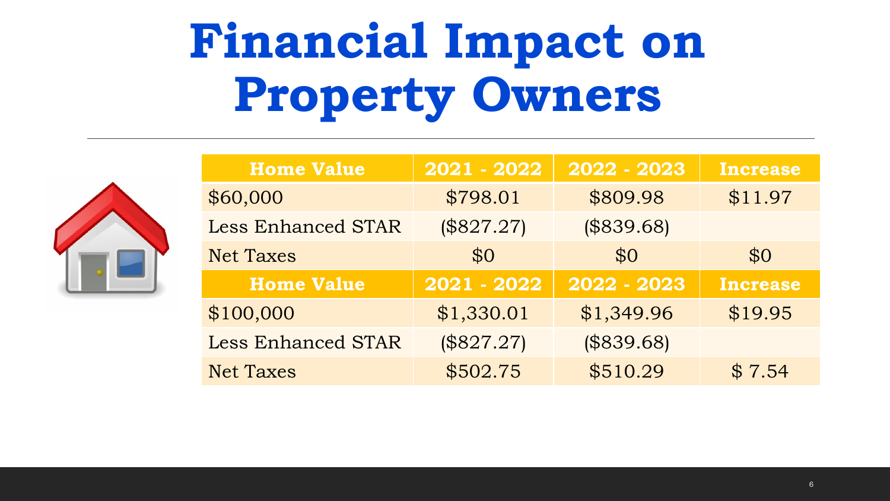# Financial Impact on Property Owners

| Home Value | 2021 - 2022 | 2022 - 2023 | Increase |
|---|---|---|---|
| $60,000 | $798.01 | $809.98 | $11.97 |
| Less Enhanced STAR | ($827.27) | ($839.68) | |
| Net Taxes | $0 | $0 | $0 |
| **Home Value** | **2021 - 2022** | **2022 - 2023** | **Increase** |
| $100,000 | $1,330.01 | $1,349.96 | $19.95 |
| Less Enhanced STAR | ($827.27) | ($839.68) | |
| Net Taxes | $502.75 | $510.29 | $ 7.54 |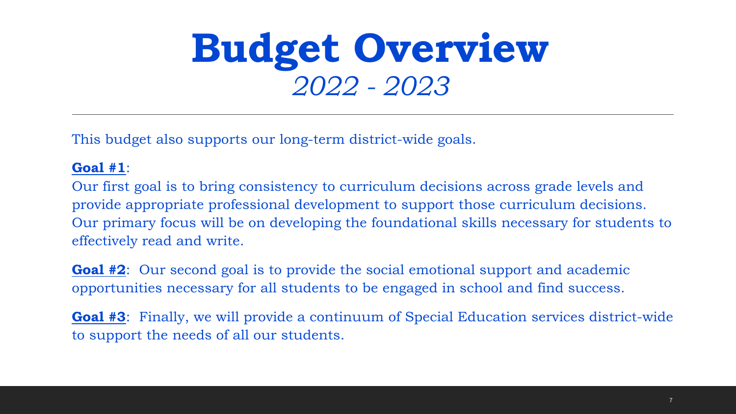# Budget Overview

*2022 - 2023*

---

This budget also supports our long-term district-wide goals.

**Goal #1**:
Our first goal is to bring consistency to curriculum decisions across grade levels and provide appropriate professional development to support those curriculum decisions. Our primary focus will be on developing the foundational skills necessary for students to effectively read and write.

**Goal #2**: Our second goal is to provide the social emotional support and academic opportunities necessary for all students to be engaged in school and find success.

**Goal #3**: Finally, we will provide a continuum of Special Education services district-wide to support the needs of all our students.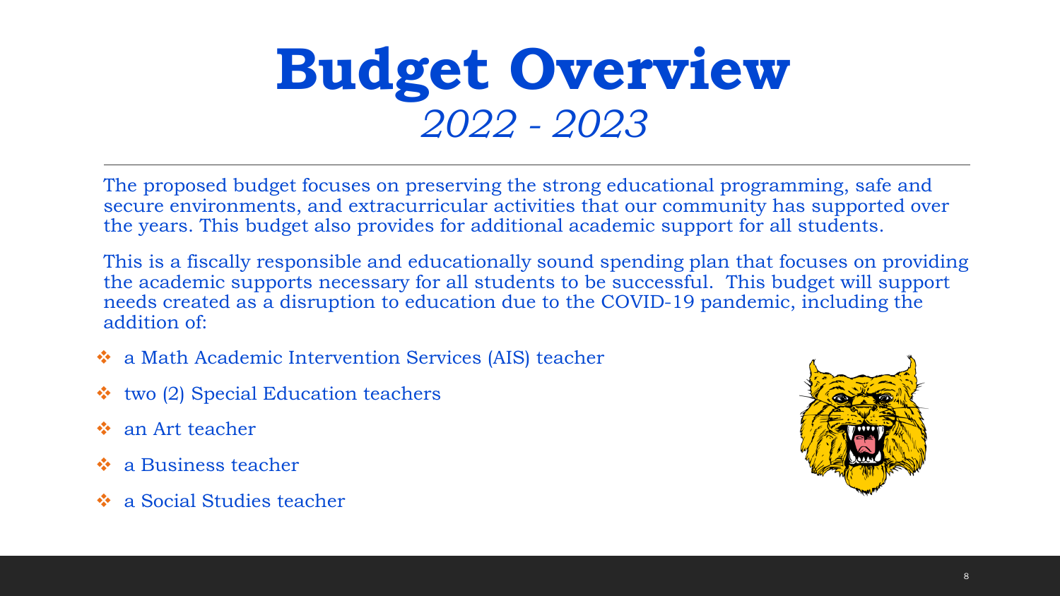# Budget Overview

*2022 - 2023*

---

The proposed budget focuses on preserving the strong educational programming, safe and secure environments, and extracurricular activities that our community has supported over the years. This budget also provides for additional academic support for all students.

This is a fiscally responsible and educationally sound spending plan that focuses on providing the academic supports necessary for all students to be successful.  This budget will support needs created as a disruption to education due to the COVID-19 pandemic, including the addition of:

- a Math Academic Intervention Services (AIS) teacher
- two (2) Special Education teachers
- an Art teacher
- a Business teacher
- a Social Studies teacher